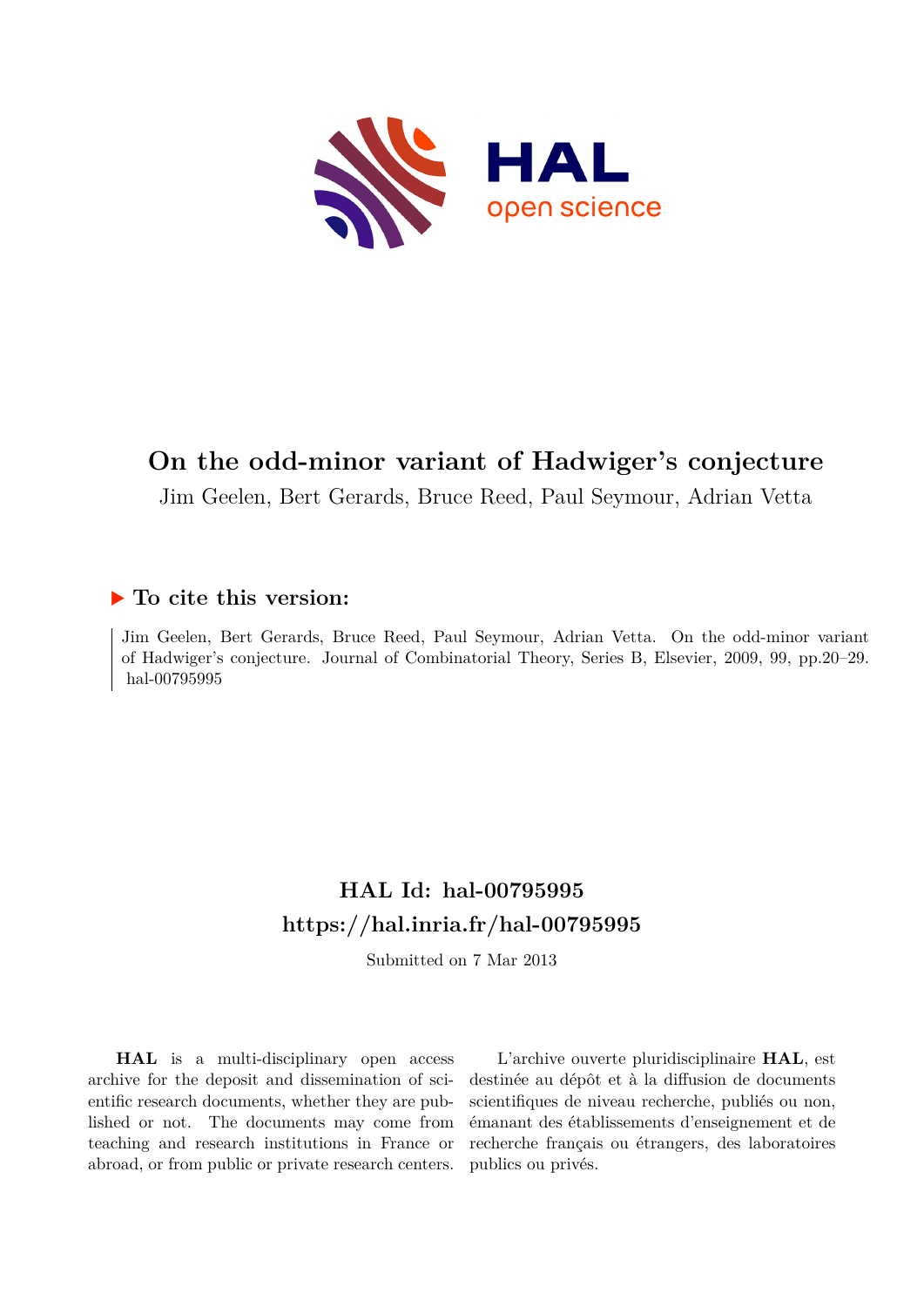# On the odd-minor variant of Hadwiger's conjecture

Jim Geelen, Bert Gerards, Bruce Reed, Paul Seymour, Adrian Vetta

## To cite this version:

Jim Geelen, Bert Gerards, Bruce Reed, Paul Seymour, Adrian Vetta. On the odd-minor variant of Hadwiger's conjecture. Journal of Combinatorial Theory, Series B, Elsevier, 2009, 99, pp.20–29. hal-00795995

## HAL Id: hal-00795995
## https://hal.inria.fr/hal-00795995

Submitted on 7 Mar 2013

**HAL** is a multi-disciplinary open access archive for the deposit and dissemination of scientific research documents, whether they are published or not. The documents may come from teaching and research institutions in France or abroad, or from public or private research centers.

L'archive ouverte pluridisciplinaire **HAL**, est destinée au dépôt et à la diffusion de documents scientifiques de niveau recherche, publiés ou non, émanant des établissements d'enseignement et de recherche français ou étrangers, des laboratoires publics ou privés.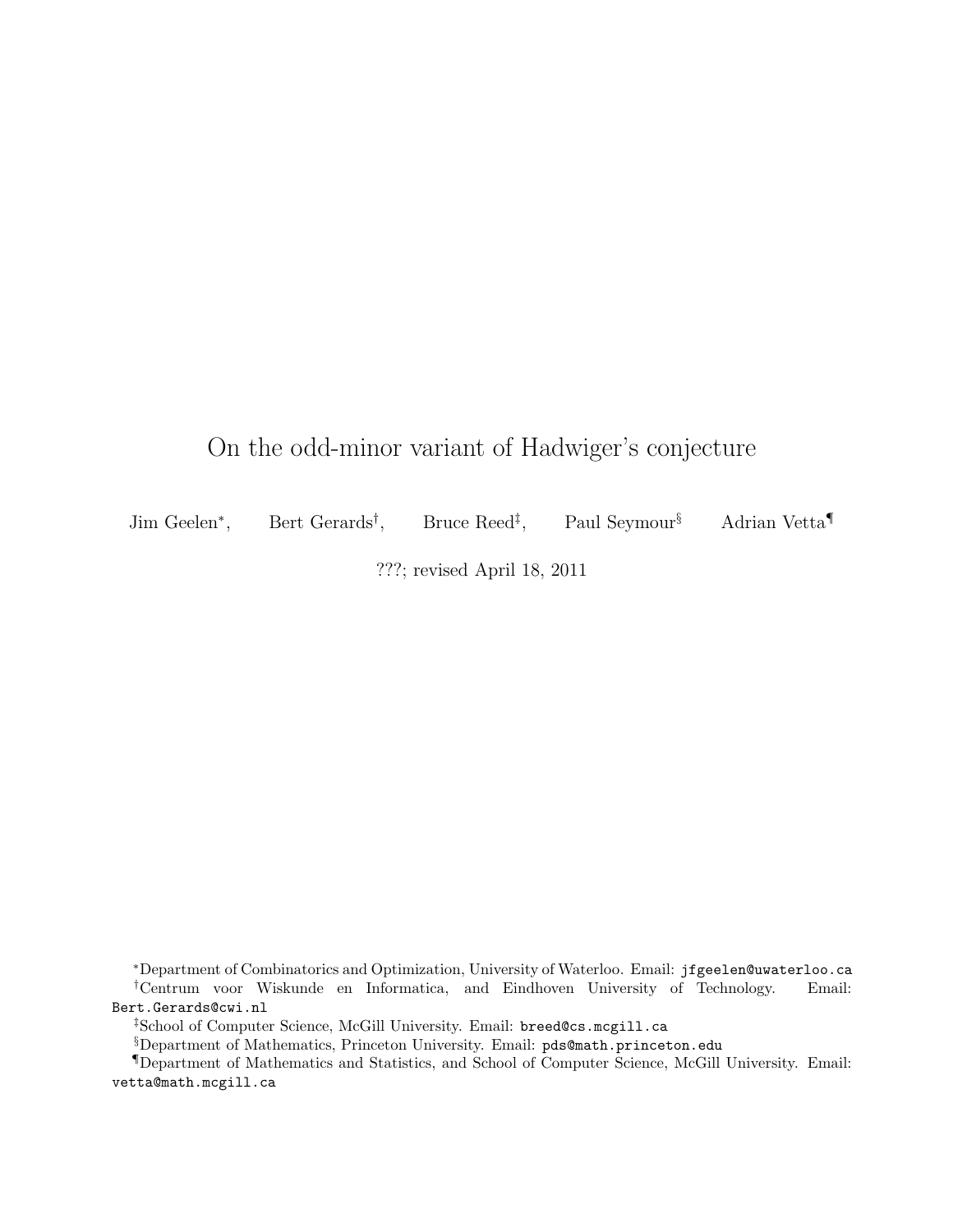# On the odd-minor variant of Hadwiger's conjecture

Jim Geelen*, Bert Gerards†, Bruce Reed‡, Paul Seymour§ Adrian Vetta¶

???; revised April 18, 2011

*Department of Combinatorics and Optimization, University of Waterloo. Email: `jfgeelen@uwaterloo.ca`

†Centrum voor Wiskunde en Informatica, and Eindhoven University of Technology. Email: `Bert.Gerards@cwi.nl`

‡School of Computer Science, McGill University. Email: `breed@cs.mcgill.ca`

§Department of Mathematics, Princeton University. Email: `pds@math.princeton.edu`

¶Department of Mathematics and Statistics, and School of Computer Science, McGill University. Email: `vetta@math.mcgill.ca`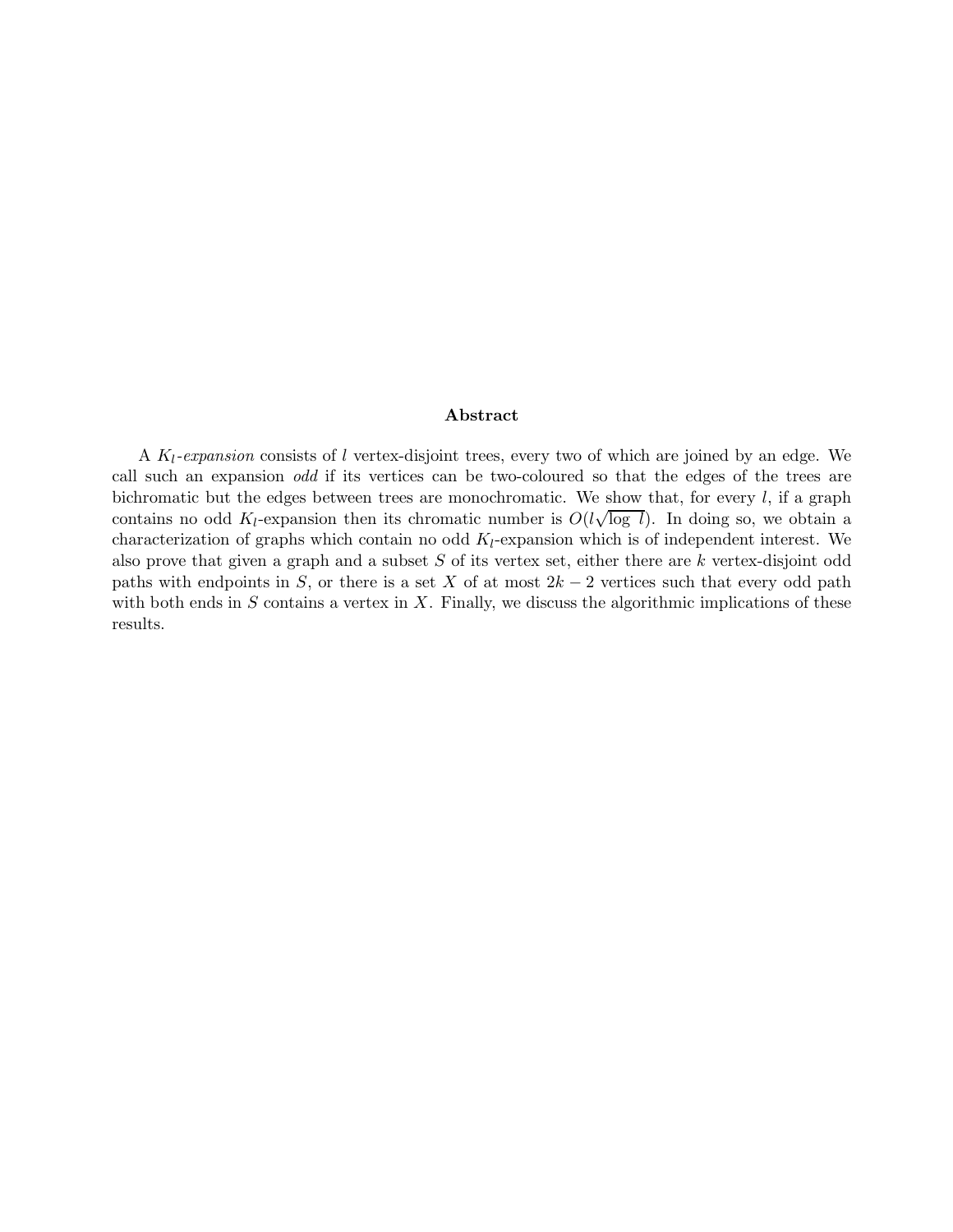### Abstract

A $K_l$-*expansion* consists of $l$ vertex-disjoint trees, every two of which are joined by an edge. We call such an expansion *odd* if its vertices can be two-coloured so that the edges of the trees are bichromatic but the edges between trees are monochromatic. We show that, for every $l$, if a graph contains no odd $K_l$-expansion then its chromatic number is $O(l\sqrt{\log l})$. In doing so, we obtain a characterization of graphs which contain no odd $K_l$-expansion which is of independent interest. We also prove that given a graph and a subset $S$ of its vertex set, either there are $k$ vertex-disjoint odd paths with endpoints in $S$, or there is a set $X$ of at most $2k - 2$ vertices such that every odd path with both ends in $S$ contains a vertex in $X$. Finally, we discuss the algorithmic implications of these results.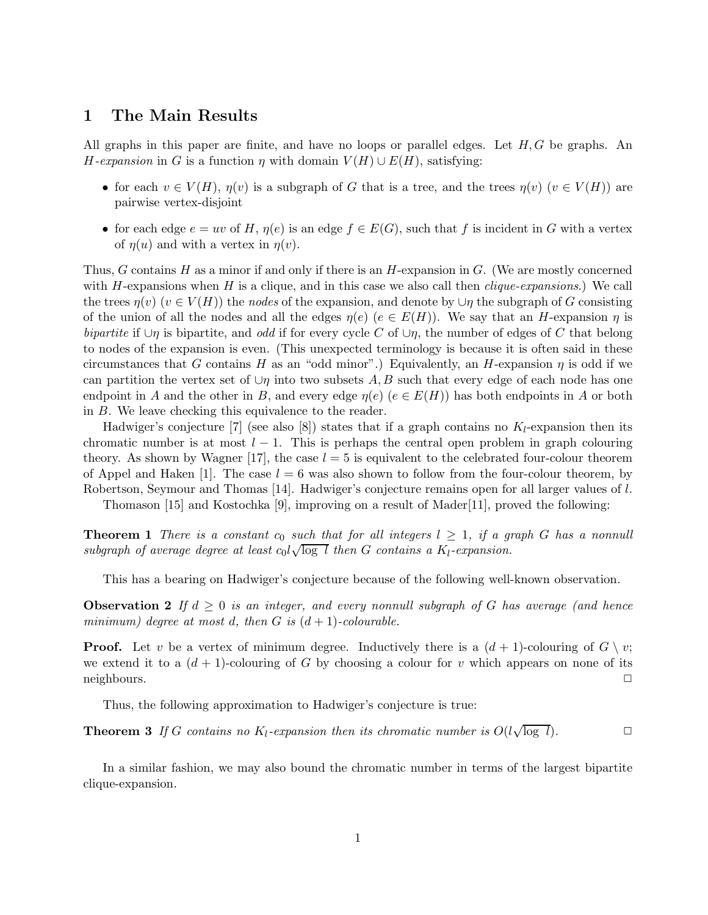# 1 The Main Results

All graphs in this paper are finite, and have no loops or parallel edges. Let $H, G$ be graphs. An *$H$-expansion* in $G$ is a function $\eta$ with domain $V(H) \cup E(H)$, satisfying:

- for each $v \in V(H)$, $\eta(v)$ is a subgraph of $G$ that is a tree, and the trees $\eta(v)$ ($v \in V(H)$) are pairwise vertex-disjoint
- for each edge $e = uv$ of $H$, $\eta(e)$ is an edge $f \in E(G)$, such that $f$ is incident in $G$ with a vertex of $\eta(u)$ and with a vertex in $\eta(v)$.

Thus, $G$ contains $H$ as a minor if and only if there is an $H$-expansion in $G$. (We are mostly concerned with $H$-expansions when $H$ is a clique, and in this case we also call then *clique-expansions*.) We call the trees $\eta(v)$ ($v \in V(H)$) the *nodes* of the expansion, and denote by $\cup\eta$ the subgraph of $G$ consisting of the union of all the nodes and all the edges $\eta(e)$ ($e \in E(H)$). We say that an $H$-expansion $\eta$ is *bipartite* if $\cup\eta$ is bipartite, and *odd* if for every cycle $C$ of $\cup\eta$, the number of edges of $C$ that belong to nodes of the expansion is even. (This unexpected terminology is because it is often said in these circumstances that $G$ contains $H$ as an "odd minor".) Equivalently, an $H$-expansion $\eta$ is odd if we can partition the vertex set of $\cup\eta$ into two subsets $A, B$ such that every edge of each node has one endpoint in $A$ and the other in $B$, and every edge $\eta(e)$ ($e \in E(H)$) has both endpoints in $A$ or both in $B$. We leave checking this equivalence to the reader.

Hadwiger's conjecture [7] (see also [8]) states that if a graph contains no $K_l$-expansion then its chromatic number is at most $l - 1$. This is perhaps the central open problem in graph colouring theory. As shown by Wagner [17], the case $l = 5$ is equivalent to the celebrated four-colour theorem of Appel and Haken [1]. The case $l = 6$ was also shown to follow from the four-colour theorem, by Robertson, Seymour and Thomas [14]. Hadwiger's conjecture remains open for all larger values of $l$.

Thomason [15] and Kostochka [9], improving on a result of Mader[11], proved the following:

**Theorem 1** *There is a constant $c_0$ such that for all integers $l \geq 1$, if a graph $G$ has a nonnull subgraph of average degree at least $c_0 l\sqrt{\log\ l}$ then $G$ contains a $K_l$-expansion.*

This has a bearing on Hadwiger's conjecture because of the following well-known observation.

**Observation 2** *If $d \geq 0$ is an integer, and every nonnull subgraph of $G$ has average (and hence minimum) degree at most $d$, then $G$ is $(d+1)$-colourable.*

**Proof.** Let $v$ be a vertex of minimum degree. Inductively there is a $(d+1)$-colouring of $G \setminus v$; we extend it to a $(d+1)$-colouring of $G$ by choosing a colour for $v$ which appears on none of its neighbours. $\square$

Thus, the following approximation to Hadwiger's conjecture is true:

**Theorem 3** *If $G$ contains no $K_l$-expansion then its chromatic number is $O(l\sqrt{\log\ l})$.* $\square$

In a similar fashion, we may also bound the chromatic number in terms of the largest bipartite clique-expansion.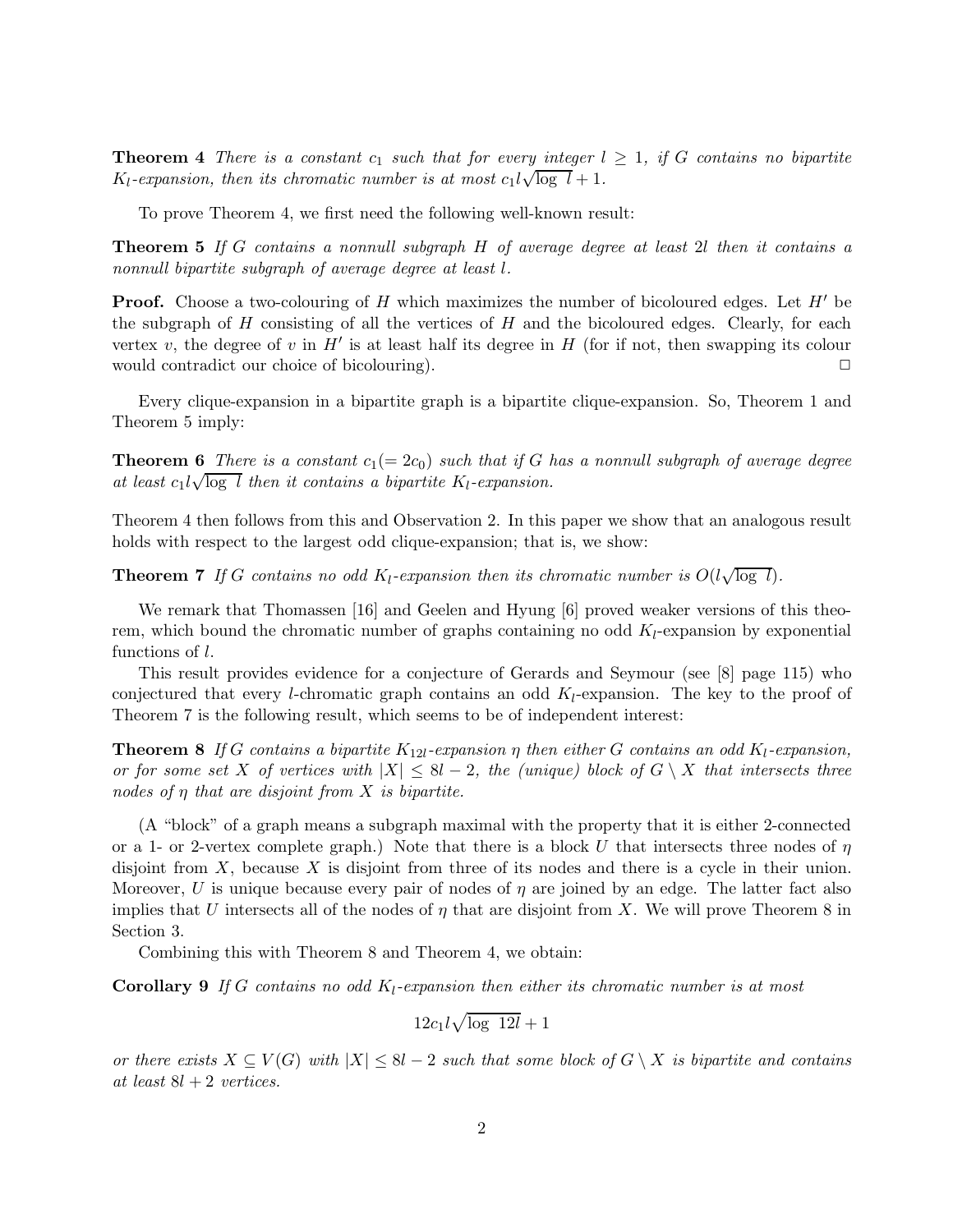**Theorem 4** *There is a constant $c_1$ such that for every integer $l \geq 1$, if $G$ contains no bipartite $K_l$-expansion, then its chromatic number is at most $c_1 l\sqrt{\log\ l} + 1$.*

To prove Theorem 4, we first need the following well-known result:

**Theorem 5** *If $G$ contains a nonnull subgraph $H$ of average degree at least $2l$ then it contains a nonnull bipartite subgraph of average degree at least $l$.*

**Proof.** Choose a two-colouring of $H$ which maximizes the number of bicoloured edges. Let $H'$ be the subgraph of $H$ consisting of all the vertices of $H$ and the bicoloured edges. Clearly, for each vertex $v$, the degree of $v$ in $H'$ is at least half its degree in $H$ (for if not, then swapping its colour would contradict our choice of bicolouring). □

Every clique-expansion in a bipartite graph is a bipartite clique-expansion. So, Theorem 1 and Theorem 5 imply:

**Theorem 6** *There is a constant $c_1 (= 2c_0)$ such that if $G$ has a nonnull subgraph of average degree at least $c_1 l\sqrt{\log\ l}$ then it contains a bipartite $K_l$-expansion.*

Theorem 4 then follows from this and Observation 2. In this paper we show that an analogous result holds with respect to the largest odd clique-expansion; that is, we show:

**Theorem 7** *If $G$ contains no odd $K_l$-expansion then its chromatic number is $O(l\sqrt{\log\ l})$.*

We remark that Thomassen [16] and Geelen and Hyung [6] proved weaker versions of this theorem, which bound the chromatic number of graphs containing no odd $K_l$-expansion by exponential functions of $l$.

This result provides evidence for a conjecture of Gerards and Seymour (see [8] page 115) who conjectured that every $l$-chromatic graph contains an odd $K_l$-expansion. The key to the proof of Theorem 7 is the following result, which seems to be of independent interest:

**Theorem 8** *If $G$ contains a bipartite $K_{12l}$-expansion $\eta$ then either $G$ contains an odd $K_l$-expansion, or for some set $X$ of vertices with $|X| \leq 8l - 2$, the (unique) block of $G \setminus X$ that intersects three nodes of $\eta$ that are disjoint from $X$ is bipartite.*

(A "block" of a graph means a subgraph maximal with the property that it is either 2-connected or a 1- or 2-vertex complete graph.) Note that there is a block $U$ that intersects three nodes of $\eta$ disjoint from $X$, because $X$ is disjoint from three of its nodes and there is a cycle in their union. Moreover, $U$ is unique because every pair of nodes of $\eta$ are joined by an edge. The latter fact also implies that $U$ intersects all of the nodes of $\eta$ that are disjoint from $X$. We will prove Theorem 8 in Section 3.

Combining this with Theorem 8 and Theorem 4, we obtain:

**Corollary 9** *If $G$ contains no odd $K_l$-expansion then either its chromatic number is at most*

$$12c_1 l\sqrt{\log\ 12l} + 1$$

*or there exists $X \subseteq V(G)$ with $|X| \leq 8l - 2$ such that some block of $G \setminus X$ is bipartite and contains at least $8l + 2$ vertices.*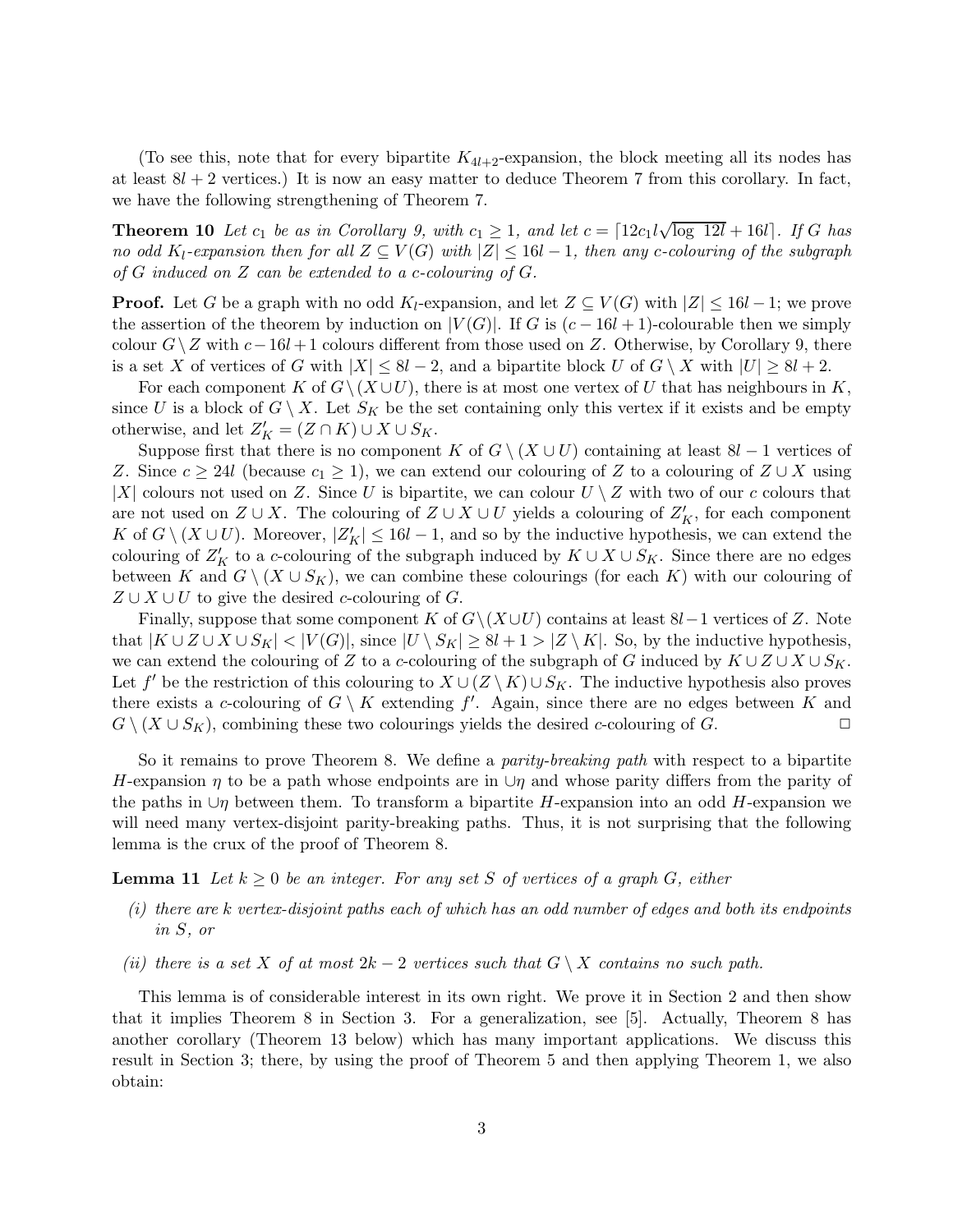(To see this, note that for every bipartite $K_{4l+2}$-expansion, the block meeting all its nodes has at least $8l+2$ vertices.) It is now an easy matter to deduce Theorem 7 from this corollary. In fact, we have the following strengthening of Theorem 7.

**Theorem 10** *Let $c_1$ be as in Corollary 9, with $c_1 \geq 1$, and let $c = \lceil 12c_1 l\sqrt{\log\ 12l} + 16l \rceil$. If $G$ has no odd $K_l$-expansion then for all $Z \subseteq V(G)$ with $|Z| \leq 16l - 1$, then any $c$-colouring of the subgraph of $G$ induced on $Z$ can be extended to a $c$-colouring of $G$.*

**Proof.** Let $G$ be a graph with no odd $K_l$-expansion, and let $Z \subseteq V(G)$ with $|Z| \leq 16l - 1$; we prove the assertion of the theorem by induction on $|V(G)|$. If $G$ is $(c - 16l + 1)$-colourable then we simply colour $G \setminus Z$ with $c - 16l + 1$ colours different from those used on $Z$. Otherwise, by Corollary 9, there is a set $X$ of vertices of $G$ with $|X| \leq 8l - 2$, and a bipartite block $U$ of $G \setminus X$ with $|U| \geq 8l + 2$.

For each component $K$ of $G \setminus (X \cup U)$, there is at most one vertex of $U$ that has neighbours in $K$, since $U$ is a block of $G \setminus X$. Let $S_K$ be the set containing only this vertex if it exists and be empty otherwise, and let $Z'_K = (Z \cap K) \cup X \cup S_K$.

Suppose first that there is no component $K$ of $G \setminus (X \cup U)$ containing at least $8l - 1$ vertices of $Z$. Since $c \geq 24l$ (because $c_1 \geq 1$), we can extend our colouring of $Z$ to a colouring of $Z \cup X$ using $|X|$ colours not used on $Z$. Since $U$ is bipartite, we can colour $U \setminus Z$ with two of our $c$ colours that are not used on $Z \cup X$. The colouring of $Z \cup X \cup U$ yields a colouring of $Z'_K$, for each component $K$ of $G \setminus (X \cup U)$. Moreover, $|Z'_K| \leq 16l - 1$, and so by the inductive hypothesis, we can extend the colouring of $Z'_K$ to a $c$-colouring of the subgraph induced by $K \cup X \cup S_K$. Since there are no edges between $K$ and $G \setminus (X \cup S_K)$, we can combine these colourings (for each $K$) with our colouring of $Z \cup X \cup U$ to give the desired $c$-colouring of $G$.

Finally, suppose that some component $K$ of $G \setminus (X \cup U)$ contains at least $8l - 1$ vertices of $Z$. Note that $|K \cup Z \cup X \cup S_K| < |V(G)|$, since $|U \setminus S_K| \geq 8l + 1 > |Z \setminus K|$. So, by the inductive hypothesis, we can extend the colouring of $Z$ to a $c$-colouring of the subgraph of $G$ induced by $K \cup Z \cup X \cup S_K$. Let $f'$ be the restriction of this colouring to $X \cup (Z \setminus K) \cup S_K$. The inductive hypothesis also proves there exists a $c$-colouring of $G \setminus K$ extending $f'$. Again, since there are no edges between $K$ and $G \setminus (X \cup S_K)$, combining these two colourings yields the desired $c$-colouring of $G$. □

So it remains to prove Theorem 8. We define a *parity-breaking path* with respect to a bipartite $H$-expansion $\eta$ to be a path whose endpoints are in $\cup\eta$ and whose parity differs from the parity of the paths in $\cup\eta$ between them. To transform a bipartite $H$-expansion into an odd $H$-expansion we will need many vertex-disjoint parity-breaking paths. Thus, it is not surprising that the following lemma is the crux of the proof of Theorem 8.

**Lemma 11** *Let $k \geq 0$ be an integer. For any set $S$ of vertices of a graph $G$, either*

*(i) there are $k$ vertex-disjoint paths each of which has an odd number of edges and both its endpoints in $S$, or*

*(ii) there is a set $X$ of at most $2k - 2$ vertices such that $G \setminus X$ contains no such path.*

This lemma is of considerable interest in its own right. We prove it in Section 2 and then show that it implies Theorem 8 in Section 3. For a generalization, see [5]. Actually, Theorem 8 has another corollary (Theorem 13 below) which has many important applications. We discuss this result in Section 3; there, by using the proof of Theorem 5 and then applying Theorem 1, we also obtain: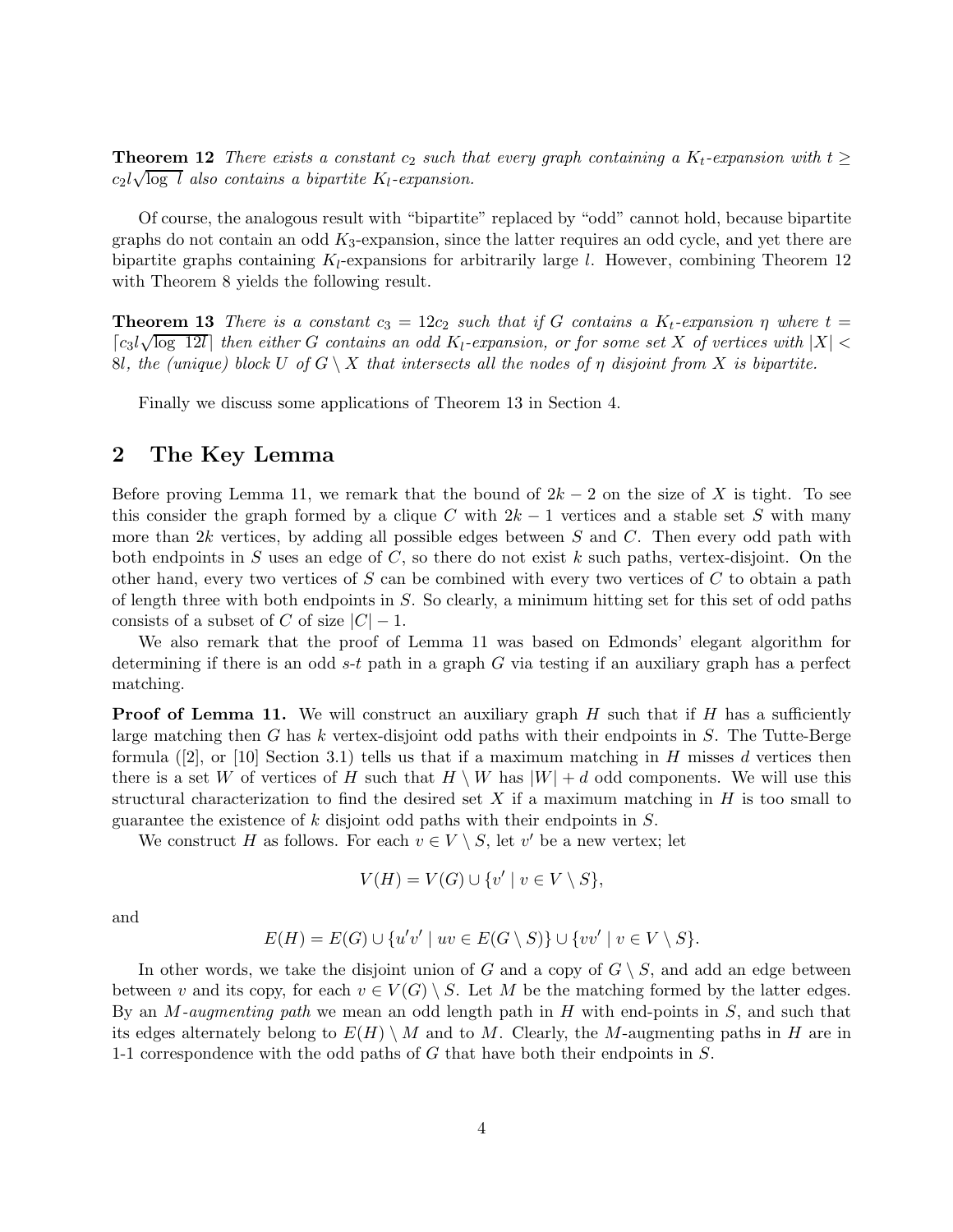**Theorem 12** *There exists a constant $c_2$ such that every graph containing a $K_t$-expansion with $t \geq c_2 l\sqrt{\log\ l}$ also contains a bipartite $K_l$-expansion.*

Of course, the analogous result with "bipartite" replaced by "odd" cannot hold, because bipartite graphs do not contain an odd $K_3$-expansion, since the latter requires an odd cycle, and yet there are bipartite graphs containing $K_l$-expansions for arbitrarily large $l$. However, combining Theorem 12 with Theorem 8 yields the following result.

**Theorem 13** *There is a constant $c_3 = 12c_2$ such that if $G$ contains a $K_t$-expansion $\eta$ where $t = \lceil c_3 l\sqrt{\log\ 12l}\rceil$ then either $G$ contains an odd $K_l$-expansion, or for some set $X$ of vertices with $|X| < 8l$, the (unique) block $U$ of $G \setminus X$ that intersects all the nodes of $\eta$ disjoint from $X$ is bipartite.*

Finally we discuss some applications of Theorem 13 in Section 4.

## 2 The Key Lemma

Before proving Lemma 11, we remark that the bound of $2k - 2$ on the size of $X$ is tight. To see this consider the graph formed by a clique $C$ with $2k - 1$ vertices and a stable set $S$ with many more than $2k$ vertices, by adding all possible edges between $S$ and $C$. Then every odd path with both endpoints in $S$ uses an edge of $C$, so there do not exist $k$ such paths, vertex-disjoint. On the other hand, every two vertices of $S$ can be combined with every two vertices of $C$ to obtain a path of length three with both endpoints in $S$. So clearly, a minimum hitting set for this set of odd paths consists of a subset of $C$ of size $|C| - 1$.

We also remark that the proof of Lemma 11 was based on Edmonds' elegant algorithm for determining if there is an odd $s$-$t$ path in a graph $G$ via testing if an auxiliary graph has a perfect matching.

**Proof of Lemma 11.** We will construct an auxiliary graph $H$ such that if $H$ has a sufficiently large matching then $G$ has $k$ vertex-disjoint odd paths with their endpoints in $S$. The Tutte-Berge formula ([2], or [10] Section 3.1) tells us that if a maximum matching in $H$ misses $d$ vertices then there is a set $W$ of vertices of $H$ such that $H \setminus W$ has $|W| + d$ odd components. We will use this structural characterization to find the desired set $X$ if a maximum matching in $H$ is too small to guarantee the existence of $k$ disjoint odd paths with their endpoints in $S$.

We construct $H$ as follows. For each $v \in V \setminus S$, let $v'$ be a new vertex; let

$$V(H) = V(G) \cup \{v' \mid v \in V \setminus S\},$$

and

$$E(H) = E(G) \cup \{u'v' \mid uv \in E(G \setminus S)\} \cup \{vv' \mid v \in V \setminus S\}.$$

In other words, we take the disjoint union of $G$ and a copy of $G \setminus S$, and add an edge between between $v$ and its copy, for each $v \in V(G) \setminus S$. Let $M$ be the matching formed by the latter edges. By an *$M$-augmenting path* we mean an odd length path in $H$ with end-points in $S$, and such that its edges alternately belong to $E(H) \setminus M$ and to $M$. Clearly, the $M$-augmenting paths in $H$ are in 1-1 correspondence with the odd paths of $G$ that have both their endpoints in $S$.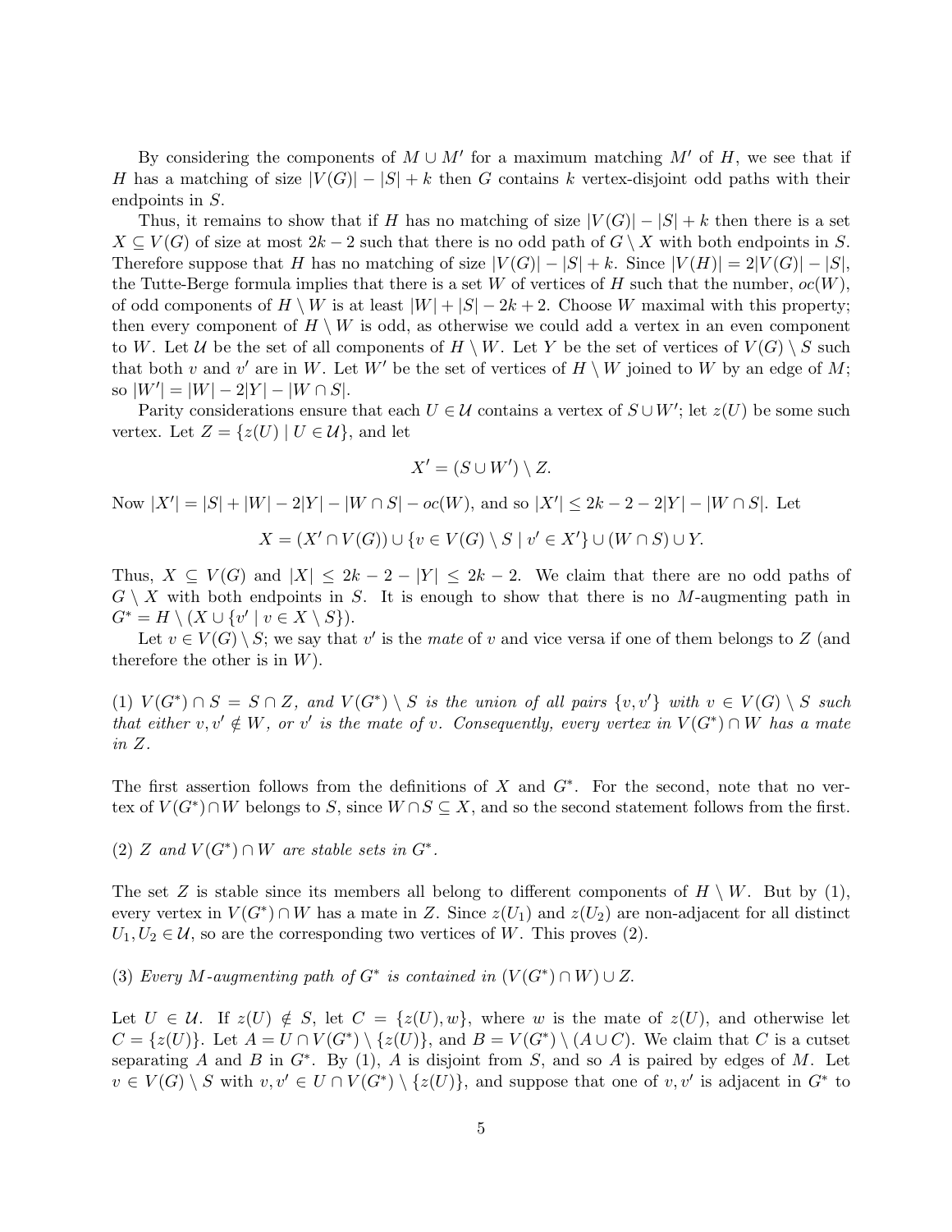By considering the components of $M \cup M'$ for a maximum matching $M'$ of $H$, we see that if $H$ has a matching of size $|V(G)| - |S| + k$ then $G$ contains $k$ vertex-disjoint odd paths with their endpoints in $S$.

Thus, it remains to show that if $H$ has no matching of size $|V(G)| - |S| + k$ then there is a set $X \subseteq V(G)$ of size at most $2k - 2$ such that there is no odd path of $G \setminus X$ with both endpoints in $S$. Therefore suppose that $H$ has no matching of size $|V(G)| - |S| + k$. Since $|V(H)| = 2|V(G)| - |S|$, the Tutte-Berge formula implies that there is a set $W$ of vertices of $H$ such that the number, $oc(W)$, of odd components of $H \setminus W$ is at least $|W| + |S| - 2k + 2$. Choose $W$ maximal with this property; then every component of $H \setminus W$ is odd, as otherwise we could add a vertex in an even component to $W$. Let $\mathcal{U}$ be the set of all components of $H \setminus W$. Let $Y$ be the set of vertices of $V(G) \setminus S$ such that both $v$ and $v'$ are in $W$. Let $W'$ be the set of vertices of $H \setminus W$ joined to $W$ by an edge of $M$; so $|W'| = |W| - 2|Y| - |W \cap S|$.

Parity considerations ensure that each $U \in \mathcal{U}$ contains a vertex of $S \cup W'$; let $z(U)$ be some such vertex. Let $Z = \{z(U) \mid U \in \mathcal{U}\}$, and let

$$X' = (S \cup W') \setminus Z.$$

Now $|X'| = |S| + |W| - 2|Y| - |W \cap S| - oc(W)$, and so $|X'| \leq 2k - 2 - 2|Y| - |W \cap S|$. Let

$$X = (X' \cap V(G)) \cup \{v \in V(G) \setminus S \mid v' \in X'\} \cup (W \cap S) \cup Y.$$

Thus, $X \subseteq V(G)$ and $|X| \leq 2k - 2 - |Y| \leq 2k - 2$. We claim that there are no odd paths of $G \setminus X$ with both endpoints in $S$. It is enough to show that there is no $M$-augmenting path in $G^* = H \setminus (X \cup \{v' \mid v \in X \setminus S\})$.

Let $v \in V(G) \setminus S$; we say that $v'$ is the *mate* of $v$ and vice versa if one of them belongs to $Z$ (and therefore the other is in $W$).

(1) *$V(G^*) \cap S = S \cap Z$, and $V(G^*) \setminus S$ is the union of all pairs $\{v, v'\}$ with $v \in V(G) \setminus S$ such that either $v, v' \notin W$, or $v'$ is the mate of $v$. Consequently, every vertex in $V(G^*) \cap W$ has a mate in $Z$.*

The first assertion follows from the definitions of $X$ and $G^*$. For the second, note that no vertex of $V(G^*) \cap W$ belongs to $S$, since $W \cap S \subseteq X$, and so the second statement follows from the first.

(2) *$Z$ and $V(G^*) \cap W$ are stable sets in $G^*$.*

The set $Z$ is stable since its members all belong to different components of $H \setminus W$. But by (1), every vertex in $V(G^*) \cap W$ has a mate in $Z$. Since $z(U_1)$ and $z(U_2)$ are non-adjacent for all distinct $U_1, U_2 \in \mathcal{U}$, so are the corresponding two vertices of $W$. This proves (2).

(3) *Every $M$-augmenting path of $G^*$ is contained in $(V(G^*) \cap W) \cup Z$.*

Let $U \in \mathcal{U}$. If $z(U) \notin S$, let $C = \{z(U), w\}$, where $w$ is the mate of $z(U)$, and otherwise let $C = \{z(U)\}$. Let $A = U \cap V(G^*) \setminus \{z(U)\}$, and $B = V(G^*) \setminus (A \cup C)$. We claim that $C$ is a cutset separating $A$ and $B$ in $G^*$. By (1), $A$ is disjoint from $S$, and so $A$ is paired by edges of $M$. Let $v \in V(G) \setminus S$ with $v, v' \in U \cap V(G^*) \setminus \{z(U)\}$, and suppose that one of $v, v'$ is adjacent in $G^*$ to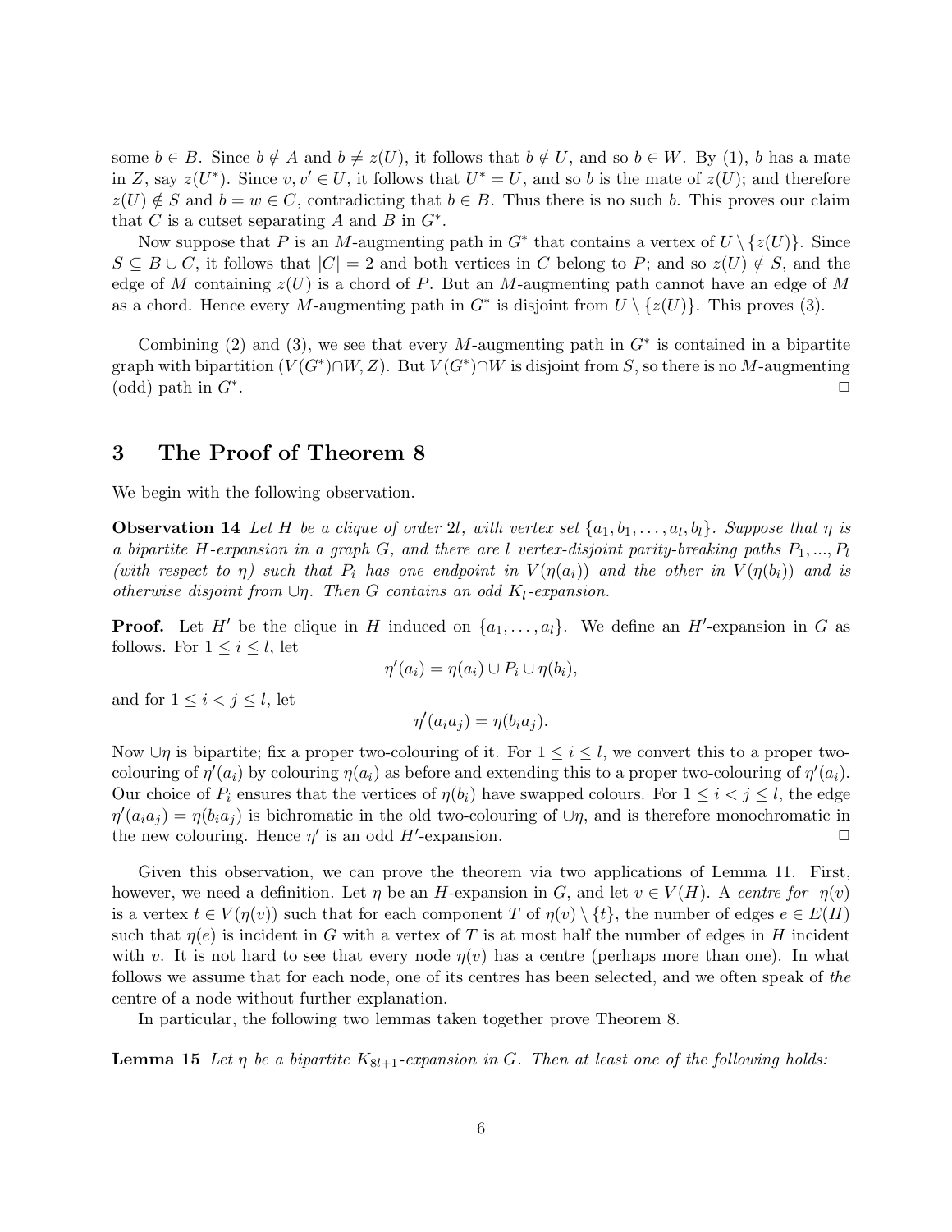some $b \in B$. Since $b \notin A$ and $b \neq z(U)$, it follows that $b \notin U$, and so $b \in W$. By (1), $b$ has a mate in $Z$, say $z(U^*)$. Since $v, v' \in U$, it follows that $U^* = U$, and so $b$ is the mate of $z(U)$; and therefore $z(U) \notin S$ and $b = w \in C$, contradicting that $b \in B$. Thus there is no such $b$. This proves our claim that $C$ is a cutset separating $A$ and $B$ in $G^*$.

Now suppose that $P$ is an $M$-augmenting path in $G^*$ that contains a vertex of $U \setminus \{z(U)\}$. Since $S \subseteq B \cup C$, it follows that $|C| = 2$ and both vertices in $C$ belong to $P$; and so $z(U) \notin S$, and the edge of $M$ containing $z(U)$ is a chord of $P$. But an $M$-augmenting path cannot have an edge of $M$ as a chord. Hence every $M$-augmenting path in $G^*$ is disjoint from $U \setminus \{z(U)\}$. This proves (3).

Combining (2) and (3), we see that every $M$-augmenting path in $G^*$ is contained in a bipartite graph with bipartition $(V(G^*) \cap W, Z)$. But $V(G^*) \cap W$ is disjoint from $S$, so there is no $M$-augmenting (odd) path in $G^*$. □

## 3 The Proof of Theorem 8

We begin with the following observation.

**Observation 14** *Let $H$ be a clique of order $2l$, with vertex set $\{a_1, b_1, \ldots, a_l, b_l\}$. Suppose that $\eta$ is a bipartite $H$-expansion in a graph $G$, and there are $l$ vertex-disjoint parity-breaking paths $P_1, ..., P_l$ (with respect to $\eta$) such that $P_i$ has one endpoint in $V(\eta(a_i))$ and the other in $V(\eta(b_i))$ and is otherwise disjoint from $\cup\eta$. Then $G$ contains an odd $K_l$-expansion.*

**Proof.** Let $H'$ be the clique in $H$ induced on $\{a_1, \ldots, a_l\}$. We define an $H'$-expansion in $G$ as follows. For $1 \leq i \leq l$, let

$$\eta'(a_i) = \eta(a_i) \cup P_i \cup \eta(b_i),$$

and for $1 \leq i < j \leq l$, let

$$\eta'(a_i a_j) = \eta(b_i a_j).$$

Now $\cup\eta$ is bipartite; fix a proper two-colouring of it. For $1 \leq i \leq l$, we convert this to a proper two-colouring of $\eta'(a_i)$ by colouring $\eta(a_i)$ as before and extending this to a proper two-colouring of $\eta'(a_i)$. Our choice of $P_i$ ensures that the vertices of $\eta(b_i)$ have swapped colours. For $1 \leq i < j \leq l$, the edge $\eta'(a_i a_j) = \eta(b_i a_j)$ is bichromatic in the old two-colouring of $\cup\eta$, and is therefore monochromatic in the new colouring. Hence $\eta'$ is an odd $H'$-expansion. □

Given this observation, we can prove the theorem via two applications of Lemma 11. First, however, we need a definition. Let $\eta$ be an $H$-expansion in $G$, and let $v \in V(H)$. A *centre for* $\eta(v)$ is a vertex $t \in V(\eta(v))$ such that for each component $T$ of $\eta(v) \setminus \{t\}$, the number of edges $e \in E(H)$ such that $\eta(e)$ is incident in $G$ with a vertex of $T$ is at most half the number of edges in $H$ incident with $v$. It is not hard to see that every node $\eta(v)$ has a centre (perhaps more than one). In what follows we assume that for each node, one of its centres has been selected, and we often speak of *the* centre of a node without further explanation.

In particular, the following two lemmas taken together prove Theorem 8.

**Lemma 15** *Let $\eta$ be a bipartite $K_{8l+1}$-expansion in $G$. Then at least one of the following holds:*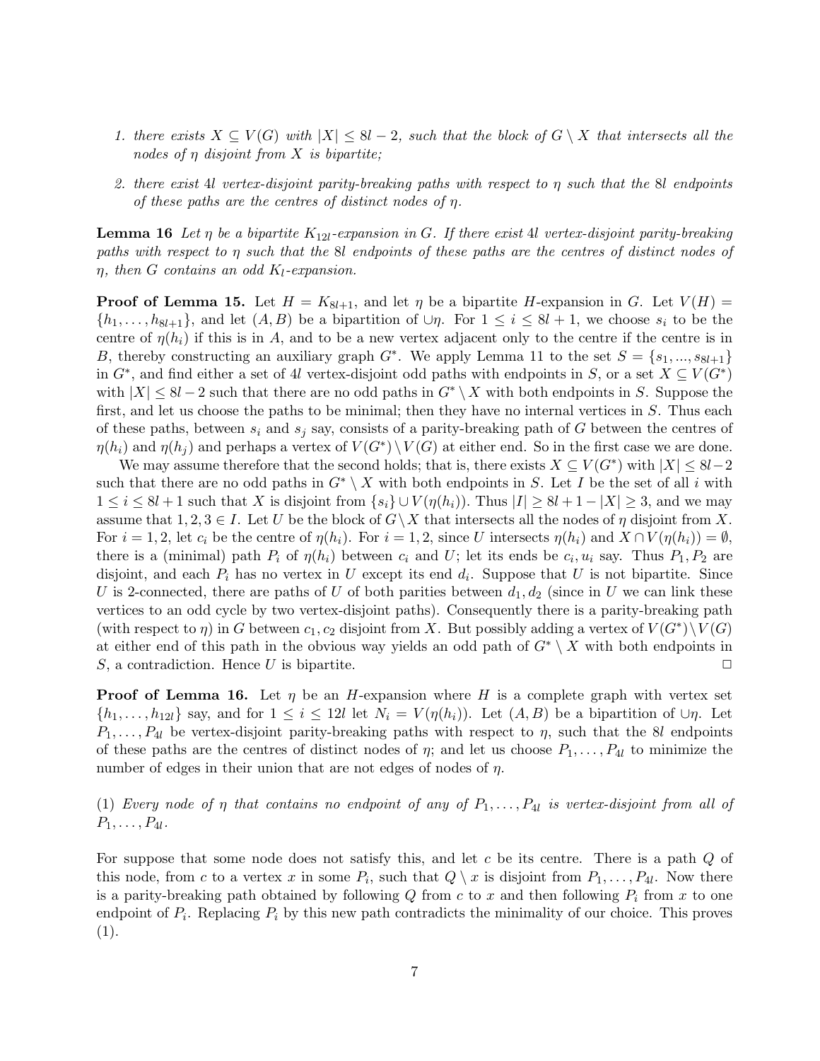1. *there exists $X \subseteq V(G)$ with $|X| \le 8l - 2$, such that the block of $G \setminus X$ that intersects all the nodes of $\eta$ disjoint from $X$ is bipartite;*

2. *there exist $4l$ vertex-disjoint parity-breaking paths with respect to $\eta$ such that the $8l$ endpoints of these paths are the centres of distinct nodes of $\eta$.*

**Lemma 16** *Let $\eta$ be a bipartite $K_{12l}$-expansion in $G$. If there exist $4l$ vertex-disjoint parity-breaking paths with respect to $\eta$ such that the $8l$ endpoints of these paths are the centres of distinct nodes of $\eta$, then $G$ contains an odd $K_l$-expansion.*

**Proof of Lemma 15.** Let $H = K_{8l+1}$, and let $\eta$ be a bipartite $H$-expansion in $G$. Let $V(H) = \{h_1, \ldots, h_{8l+1}\}$, and let $(A, B)$ be a bipartition of $\cup\eta$. For $1 \le i \le 8l + 1$, we choose $s_i$ to be the centre of $\eta(h_i)$ if this is in $A$, and to be a new vertex adjacent only to the centre if the centre is in $B$, thereby constructing an auxiliary graph $G^*$. We apply Lemma 11 to the set $S = \{s_1, ..., s_{8l+1}\}$ in $G^*$, and find either a set of $4l$ vertex-disjoint odd paths with endpoints in $S$, or a set $X \subseteq V(G^*)$ with $|X| \le 8l-2$ such that there are no odd paths in $G^* \setminus X$ with both endpoints in $S$. Suppose the first, and let us choose the paths to be minimal; then they have no internal vertices in $S$. Thus each of these paths, between $s_i$ and $s_j$ say, consists of a parity-breaking path of $G$ between the centres of $\eta(h_i)$ and $\eta(h_j)$ and perhaps a vertex of $V(G^*) \setminus V(G)$ at either end. So in the first case we are done.

We may assume therefore that the second holds; that is, there exists $X \subseteq V(G^*)$ with $|X| \le 8l-2$ such that there are no odd paths in $G^* \setminus X$ with both endpoints in $S$. Let $I$ be the set of all $i$ with $1 \le i \le 8l+1$ such that $X$ is disjoint from $\{s_i\} \cup V(\eta(h_i))$. Thus $|I| \ge 8l + 1 - |X| \ge 3$, and we may assume that $1, 2, 3 \in I$. Let $U$ be the block of $G \setminus X$ that intersects all the nodes of $\eta$ disjoint from $X$. For $i = 1, 2$, let $c_i$ be the centre of $\eta(h_i)$. For $i = 1, 2$, since $U$ intersects $\eta(h_i)$ and $X \cap V(\eta(h_i)) = \emptyset$, there is a (minimal) path $P_i$ of $\eta(h_i)$ between $c_i$ and $U$; let its ends be $c_i, u_i$ say. Thus $P_1, P_2$ are disjoint, and each $P_i$ has no vertex in $U$ except its end $d_i$. Suppose that $U$ is not bipartite. Since $U$ is 2-connected, there are paths of $U$ of both parities between $d_1, d_2$ (since in $U$ we can link these vertices to an odd cycle by two vertex-disjoint paths). Consequently there is a parity-breaking path (with respect to $\eta$) in $G$ between $c_1, c_2$ disjoint from $X$. But possibly adding a vertex of $V(G^*) \setminus V(G)$ at either end of this path in the obvious way yields an odd path of $G^* \setminus X$ with both endpoints in $S$, a contradiction. Hence $U$ is bipartite. $\square$

**Proof of Lemma 16.** Let $\eta$ be an $H$-expansion where $H$ is a complete graph with vertex set $\{h_1, \ldots, h_{12l}\}$ say, and for $1 \le i \le 12l$ let $N_i = V(\eta(h_i))$. Let $(A, B)$ be a bipartition of $\cup\eta$. Let $P_1, \ldots, P_{4l}$ be vertex-disjoint parity-breaking paths with respect to $\eta$, such that the $8l$ endpoints of these paths are the centres of distinct nodes of $\eta$; and let us choose $P_1, \ldots, P_{4l}$ to minimize the number of edges in their union that are not edges of nodes of $\eta$.

(1) *Every node of $\eta$ that contains no endpoint of any of $P_1, \ldots, P_{4l}$ is vertex-disjoint from all of $P_1, \ldots, P_{4l}$.*

For suppose that some node does not satisfy this, and let $c$ be its centre. There is a path $Q$ of this node, from $c$ to a vertex $x$ in some $P_i$, such that $Q \setminus x$ is disjoint from $P_1, \ldots, P_{4l}$. Now there is a parity-breaking path obtained by following $Q$ from $c$ to $x$ and then following $P_i$ from $x$ to one endpoint of $P_i$. Replacing $P_i$ by this new path contradicts the minimality of our choice. This proves (1).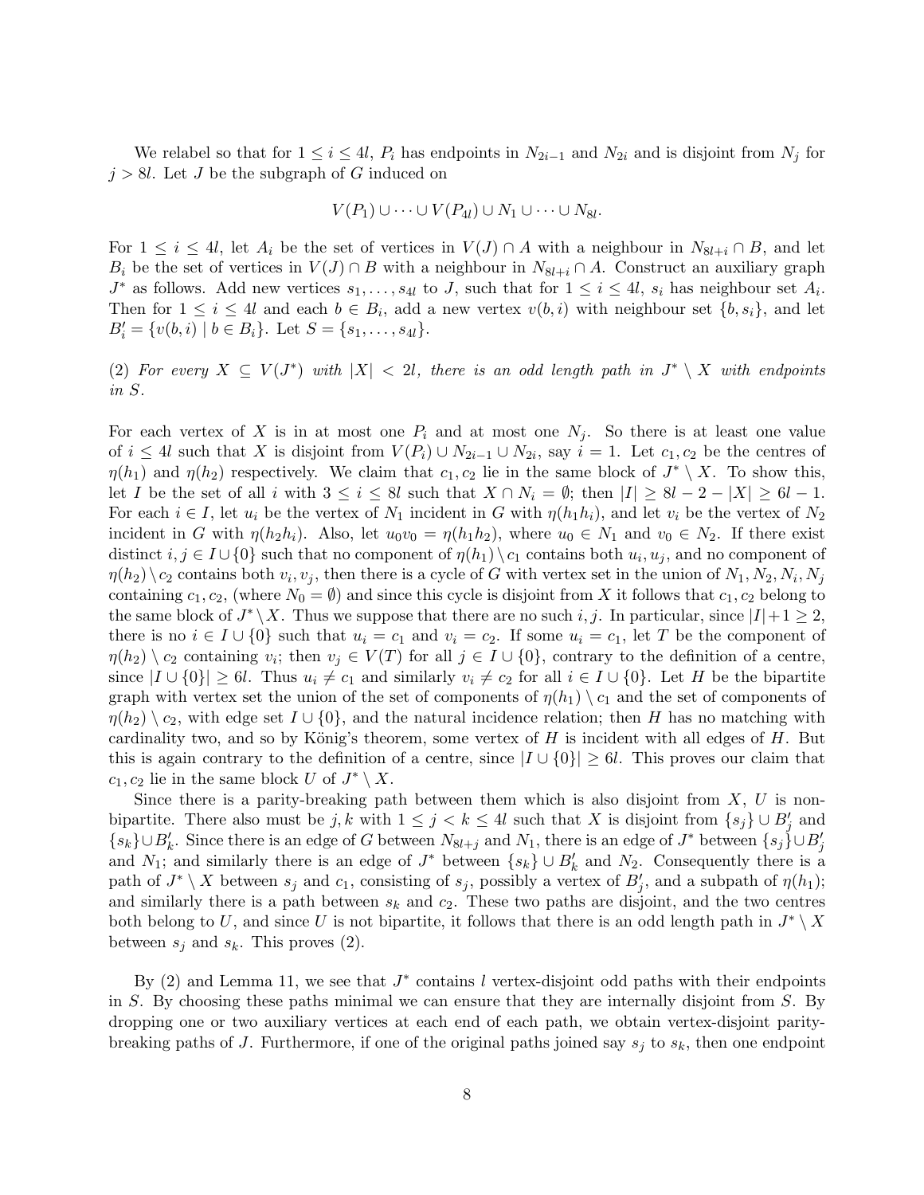We relabel so that for $1 \leq i \leq 4l$, $P_i$ has endpoints in $N_{2i-1}$ and $N_{2i}$ and is disjoint from $N_j$ for $j > 8l$. Let $J$ be the subgraph of $G$ induced on

$$V(P_1) \cup \cdots \cup V(P_{4l}) \cup N_1 \cup \cdots \cup N_{8l}.$$

For $1 \leq i \leq 4l$, let $A_i$ be the set of vertices in $V(J) \cap A$ with a neighbour in $N_{8l+i} \cap B$, and let $B_i$ be the set of vertices in $V(J) \cap B$ with a neighbour in $N_{8l+i} \cap A$. Construct an auxiliary graph $J^*$ as follows. Add new vertices $s_1, \ldots, s_{4l}$ to $J$, such that for $1 \leq i \leq 4l$, $s_i$ has neighbour set $A_i$. Then for $1 \leq i \leq 4l$ and each $b \in B_i$, add a new vertex $v(b, i)$ with neighbour set $\{b, s_i\}$, and let $B'_i = \{v(b, i) \mid b \in B_i\}$. Let $S = \{s_1, \ldots, s_{4l}\}$.

(2) *For every $X \subseteq V(J^*)$ with $|X| < 2l$, there is an odd length path in $J^* \setminus X$ with endpoints in $S$.*

For each vertex of $X$ is in at most one $P_i$ and at most one $N_j$. So there is at least one value of $i \leq 4l$ such that $X$ is disjoint from $V(P_i) \cup N_{2i-1} \cup N_{2i}$, say $i = 1$. Let $c_1, c_2$ be the centres of $\eta(h_1)$ and $\eta(h_2)$ respectively. We claim that $c_1, c_2$ lie in the same block of $J^* \setminus X$. To show this, let $I$ be the set of all $i$ with $3 \leq i \leq 8l$ such that $X \cap N_i = \emptyset$; then $|I| \geq 8l - 2 - |X| \geq 6l - 1$. For each $i \in I$, let $u_i$ be the vertex of $N_1$ incident in $G$ with $\eta(h_1 h_i)$, and let $v_i$ be the vertex of $N_2$ incident in $G$ with $\eta(h_2 h_i)$. Also, let $u_0 v_0 = \eta(h_1 h_2)$, where $u_0 \in N_1$ and $v_0 \in N_2$. If there exist distinct $i, j \in I \cup \{0\}$ such that no component of $\eta(h_1) \setminus c_1$ contains both $u_i, u_j$, and no component of $\eta(h_2) \setminus c_2$ contains both $v_i, v_j$, then there is a cycle of $G$ with vertex set in the union of $N_1, N_2, N_i, N_j$ containing $c_1, c_2$, (where $N_0 = \emptyset$) and since this cycle is disjoint from $X$ it follows that $c_1, c_2$ belong to the same block of $J^* \setminus X$. Thus we suppose that there are no such $i, j$. In particular, since $|I|+1 \geq 2$, there is no $i \in I \cup \{0\}$ such that $u_i = c_1$ and $v_i = c_2$. If some $u_i = c_1$, let $T$ be the component of $\eta(h_2) \setminus c_2$ containing $v_i$; then $v_j \in V(T)$ for all $j \in I \cup \{0\}$, contrary to the definition of a centre, since $|I \cup \{0\}| \geq 6l$. Thus $u_i \neq c_1$ and similarly $v_i \neq c_2$ for all $i \in I \cup \{0\}$. Let $H$ be the bipartite graph with vertex set the union of the set of components of $\eta(h_1) \setminus c_1$ and the set of components of $\eta(h_2) \setminus c_2$, with edge set $I \cup \{0\}$, and the natural incidence relation; then $H$ has no matching with cardinality two, and so by König's theorem, some vertex of $H$ is incident with all edges of $H$. But this is again contrary to the definition of a centre, since $|I \cup \{0\}| \geq 6l$. This proves our claim that $c_1, c_2$ lie in the same block $U$ of $J^* \setminus X$.

Since there is a parity-breaking path between them which is also disjoint from $X$, $U$ is non-bipartite. There also must be $j, k$ with $1 \leq j < k \leq 4l$ such that $X$ is disjoint from $\{s_j\} \cup B'_j$ and $\{s_k\} \cup B'_k$. Since there is an edge of $G$ between $N_{8l+j}$ and $N_1$, there is an edge of $J^*$ between $\{s_j\} \cup B'_j$ and $N_1$; and similarly there is an edge of $J^*$ between $\{s_k\} \cup B'_k$ and $N_2$. Consequently there is a path of $J^* \setminus X$ between $s_j$ and $c_1$, consisting of $s_j$, possibly a vertex of $B'_j$, and a subpath of $\eta(h_1)$; and similarly there is a path between $s_k$ and $c_2$. These two paths are disjoint, and the two centres both belong to $U$, and since $U$ is not bipartite, it follows that there is an odd length path in $J^* \setminus X$ between $s_j$ and $s_k$. This proves (2).

By (2) and Lemma 11, we see that $J^*$ contains $l$ vertex-disjoint odd paths with their endpoints in $S$. By choosing these paths minimal we can ensure that they are internally disjoint from $S$. By dropping one or two auxiliary vertices at each end of each path, we obtain vertex-disjoint parity-breaking paths of $J$. Furthermore, if one of the original paths joined say $s_j$ to $s_k$, then one endpoint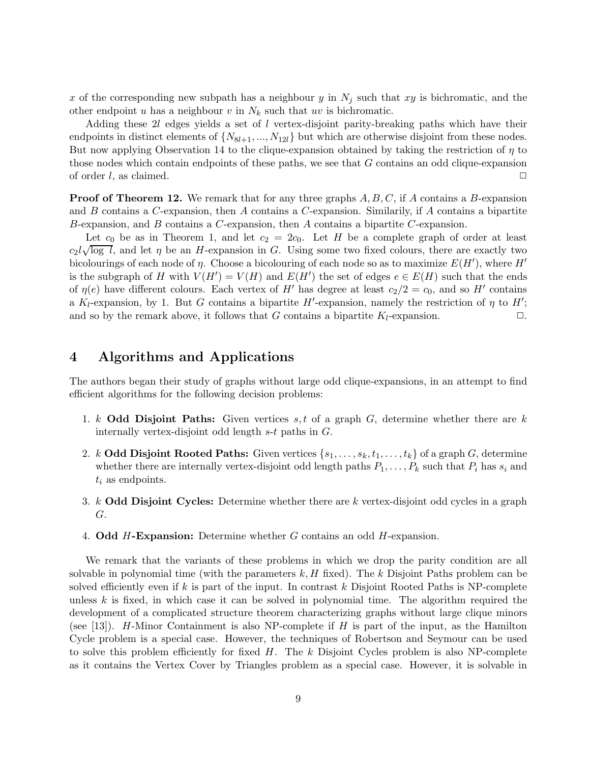$x$ of the corresponding new subpath has a neighbour $y$ in $N_j$ such that $xy$ is bichromatic, and the other endpoint $u$ has a neighbour $v$ in $N_k$ such that $uv$ is bichromatic.

Adding these $2l$ edges yields a set of $l$ vertex-disjoint parity-breaking paths which have their endpoints in distinct elements of $\{N_{8l+1}, ..., N_{12l}\}$ but which are otherwise disjoint from these nodes. But now applying Observation 14 to the clique-expansion obtained by taking the restriction of $\eta$ to those nodes which contain endpoints of these paths, we see that $G$ contains an odd clique-expansion of order $l$, as claimed. $\square$

**Proof of Theorem 12.** We remark that for any three graphs $A, B, C$, if $A$ contains a $B$-expansion and $B$ contains a $C$-expansion, then $A$ contains a $C$-expansion. Similarly, if $A$ contains a bipartite $B$-expansion, and $B$ contains a $C$-expansion, then $A$ contains a bipartite $C$-expansion.

Let $c_0$ be as in Theorem 1, and let $c_2 = 2c_0$. Let $H$ be a complete graph of order at least $c_2 l\sqrt{\log\, l}$, and let $\eta$ be an $H$-expansion in $G$. Using some two fixed colours, there are exactly two bicolourings of each node of $\eta$. Choose a bicolouring of each node so as to maximize $E(H')$, where $H'$ is the subgraph of $H$ with $V(H') = V(H)$ and $E(H')$ the set of edges $e \in E(H)$ such that the ends of $\eta(e)$ have different colours. Each vertex of $H'$ has degree at least $c_2/2 = c_0$, and so $H'$ contains a $K_l$-expansion, by 1. But $G$ contains a bipartite $H'$-expansion, namely the restriction of $\eta$ to $H'$; and so by the remark above, it follows that $G$ contains a bipartite $K_l$-expansion. $\square$.

## 4 Algorithms and Applications

The authors began their study of graphs without large odd clique-expansions, in an attempt to find efficient algorithms for the following decision problems:

1. $k$ **Odd Disjoint Paths:** Given vertices $s, t$ of a graph $G$, determine whether there are $k$ internally vertex-disjoint odd length $s$-$t$ paths in $G$.
2. $k$ **Odd Disjoint Rooted Paths:** Given vertices $\{s_1, \ldots, s_k, t_1, \ldots, t_k\}$ of a graph $G$, determine whether there are internally vertex-disjoint odd length paths $P_1, \ldots, P_k$ such that $P_i$ has $s_i$ and $t_i$ as endpoints.
3. $k$ **Odd Disjoint Cycles:** Determine whether there are $k$ vertex-disjoint odd cycles in a graph $G$.
4. **Odd $H$-Expansion:** Determine whether $G$ contains an odd $H$-expansion.

We remark that the variants of these problems in which we drop the parity condition are all solvable in polynomial time (with the parameters $k, H$ fixed). The $k$ Disjoint Paths problem can be solved efficiently even if $k$ is part of the input. In contrast $k$ Disjoint Rooted Paths is NP-complete unless $k$ is fixed, in which case it can be solved in polynomial time. The algorithm required the development of a complicated structure theorem characterizing graphs without large clique minors (see [13]). $H$-Minor Containment is also NP-complete if $H$ is part of the input, as the Hamilton Cycle problem is a special case. However, the techniques of Robertson and Seymour can be used to solve this problem efficiently for fixed $H$. The $k$ Disjoint Cycles problem is also NP-complete as it contains the Vertex Cover by Triangles problem as a special case. However, it is solvable in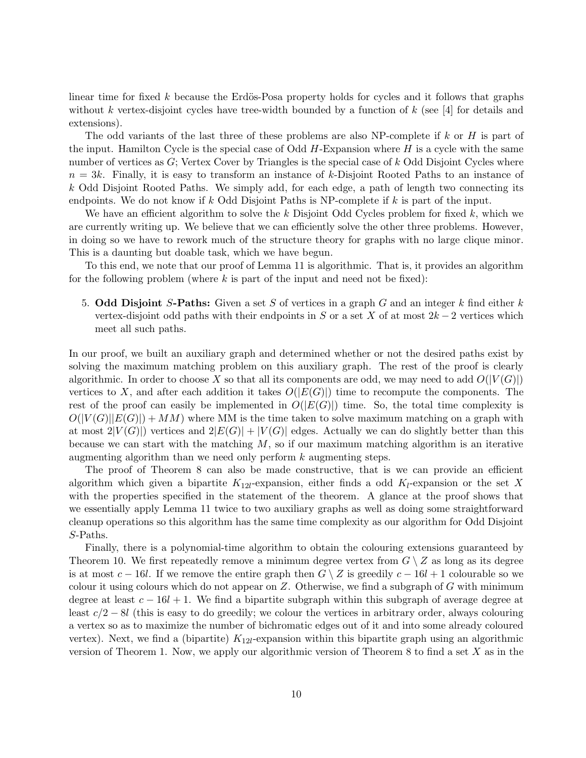linear time for fixed $k$ because the Erdös-Posa property holds for cycles and it follows that graphs without $k$ vertex-disjoint cycles have tree-width bounded by a function of $k$ (see [4] for details and extensions).

The odd variants of the last three of these problems are also NP-complete if $k$ or $H$ is part of the input. Hamilton Cycle is the special case of Odd $H$-Expansion where $H$ is a cycle with the same number of vertices as $G$; Vertex Cover by Triangles is the special case of $k$ Odd Disjoint Cycles where $n = 3k$. Finally, it is easy to transform an instance of $k$-Disjoint Rooted Paths to an instance of $k$ Odd Disjoint Rooted Paths. We simply add, for each edge, a path of length two connecting its endpoints. We do not know if $k$ Odd Disjoint Paths is NP-complete if $k$ is part of the input.

We have an efficient algorithm to solve the $k$ Disjoint Odd Cycles problem for fixed $k$, which we are currently writing up. We believe that we can efficiently solve the other three problems. However, in doing so we have to rework much of the structure theory for graphs with no large clique minor. This is a daunting but doable task, which we have begun.

To this end, we note that our proof of Lemma 11 is algorithmic. That is, it provides an algorithm for the following problem (where $k$ is part of the input and need not be fixed):

5. **Odd Disjoint $S$-Paths:** Given a set $S$ of vertices in a graph $G$ and an integer $k$ find either $k$ vertex-disjoint odd paths with their endpoints in $S$ or a set $X$ of at most $2k-2$ vertices which meet all such paths.

In our proof, we built an auxiliary graph and determined whether or not the desired paths exist by solving the maximum matching problem on this auxiliary graph. The rest of the proof is clearly algorithmic. In order to choose $X$ so that all its components are odd, we may need to add $O(|V(G)|)$ vertices to $X$, and after each addition it takes $O(|E(G)|)$ time to recompute the components. The rest of the proof can easily be implemented in $O(|E(G)|)$ time. So, the total time complexity is $O(|V(G)||E(G)|) + MM)$ where MM is the time taken to solve maximum matching on a graph with at most $2|V(G)|)$ vertices and $2|E(G)| + |V(G)|$ edges. Actually we can do slightly better than this because we can start with the matching $M$, so if our maximum matching algorithm is an iterative augmenting algorithm than we need only perform $k$ augmenting steps.

The proof of Theorem 8 can also be made constructive, that is we can provide an efficient algorithm which given a bipartite $K_{12l}$-expansion, either finds a odd $K_l$-expansion or the set $X$ with the properties specified in the statement of the theorem. A glance at the proof shows that we essentially apply Lemma 11 twice to two auxiliary graphs as well as doing some straightforward cleanup operations so this algorithm has the same time complexity as our algorithm for Odd Disjoint $S$-Paths.

Finally, there is a polynomial-time algorithm to obtain the colouring extensions guaranteed by Theorem 10. We first repeatedly remove a minimum degree vertex from $G \setminus Z$ as long as its degree is at most $c - 16l$. If we remove the entire graph then $G \setminus Z$ is greedily $c - 16l + 1$ colourable so we colour it using colours which do not appear on $Z$. Otherwise, we find a subgraph of $G$ with minimum degree at least $c - 16l + 1$. We find a bipartite subgraph within this subgraph of average degree at least $c/2 - 8l$ (this is easy to do greedily; we colour the vertices in arbitrary order, always colouring a vertex so as to maximize the number of bichromatic edges out of it and into some already coloured vertex). Next, we find a (bipartite) $K_{12l}$-expansion within this bipartite graph using an algorithmic version of Theorem 1. Now, we apply our algorithmic version of Theorem 8 to find a set $X$ as in the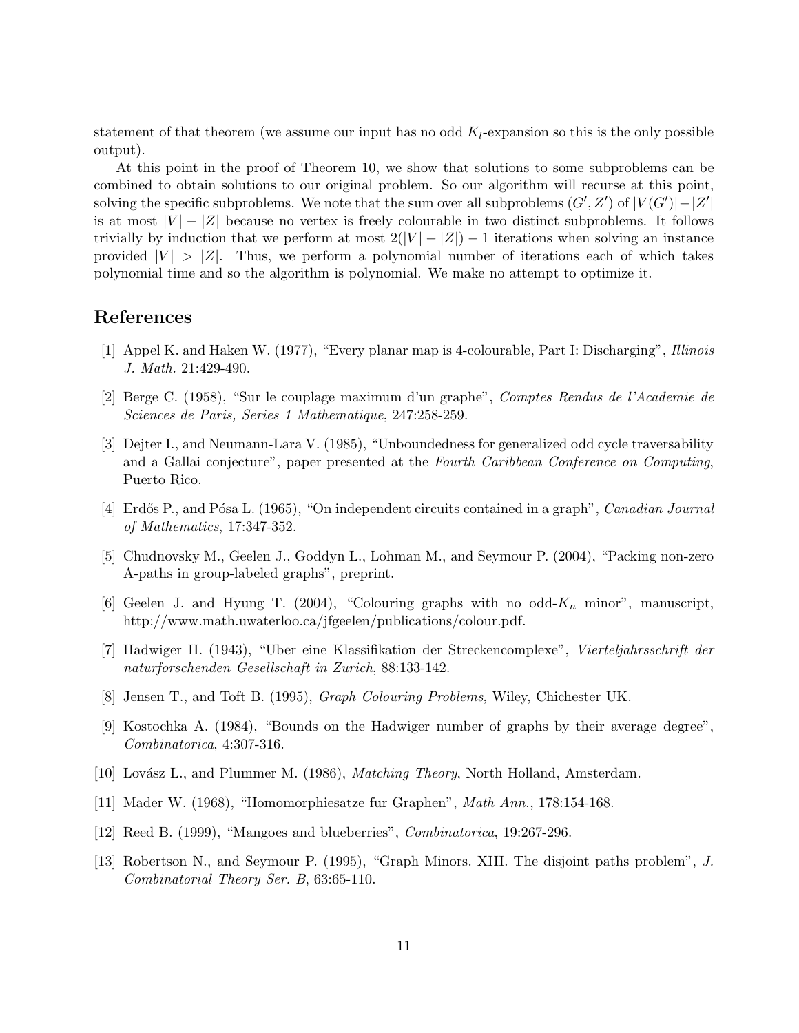statement of that theorem (we assume our input has no odd $K_l$-expansion so this is the only possible output).

At this point in the proof of Theorem 10, we show that solutions to some subproblems can be combined to obtain solutions to our original problem. So our algorithm will recurse at this point, solving the specific subproblems. We note that the sum over all subproblems $(G', Z')$ of $|V(G')| - |Z'|$ is at most $|V| - |Z|$ because no vertex is freely colourable in two distinct subproblems. It follows trivially by induction that we perform at most $2(|V| - |Z|) - 1$ iterations when solving an instance provided $|V| > |Z|$. Thus, we perform a polynomial number of iterations each of which takes polynomial time and so the algorithm is polynomial. We make no attempt to optimize it.

## References

[1] Appel K. and Haken W. (1977), "Every planar map is 4-colourable, Part I: Discharging", *Illinois J. Math.* 21:429-490.

[2] Berge C. (1958), "Sur le couplage maximum d'un graphe", *Comptes Rendus de l'Academie de Sciences de Paris, Series 1 Mathematique*, 247:258-259.

[3] Dejter I., and Neumann-Lara V. (1985), "Unboundedness for generalized odd cycle traversability and a Gallai conjecture", paper presented at the *Fourth Caribbean Conference on Computing*, Puerto Rico.

[4] Erdős P., and Pósa L. (1965), "On independent circuits contained in a graph", *Canadian Journal of Mathematics*, 17:347-352.

[5] Chudnovsky M., Geelen J., Goddyn L., Lohman M., and Seymour P. (2004), "Packing non-zero A-paths in group-labeled graphs", preprint.

[6] Geelen J. and Hyung T. (2004), "Colouring graphs with no odd-$K_n$ minor", manuscript, http://www.math.uwaterloo.ca/jfgeelen/publications/colour.pdf.

[7] Hadwiger H. (1943), "Uber eine Klassifikation der Streckencomplexe", *Vierteljahrsschrift der naturforschenden Gesellschaft in Zurich*, 88:133-142.

[8] Jensen T., and Toft B. (1995), *Graph Colouring Problems*, Wiley, Chichester UK.

[9] Kostochka A. (1984), "Bounds on the Hadwiger number of graphs by their average degree", *Combinatorica*, 4:307-316.

[10] Lovász L., and Plummer M. (1986), *Matching Theory*, North Holland, Amsterdam.

[11] Mader W. (1968), "Homomorphiesatze fur Graphen", *Math Ann.*, 178:154-168.

[12] Reed B. (1999), "Mangoes and blueberries", *Combinatorica*, 19:267-296.

[13] Robertson N., and Seymour P. (1995), "Graph Minors. XIII. The disjoint paths problem", *J. Combinatorial Theory Ser. B*, 63:65-110.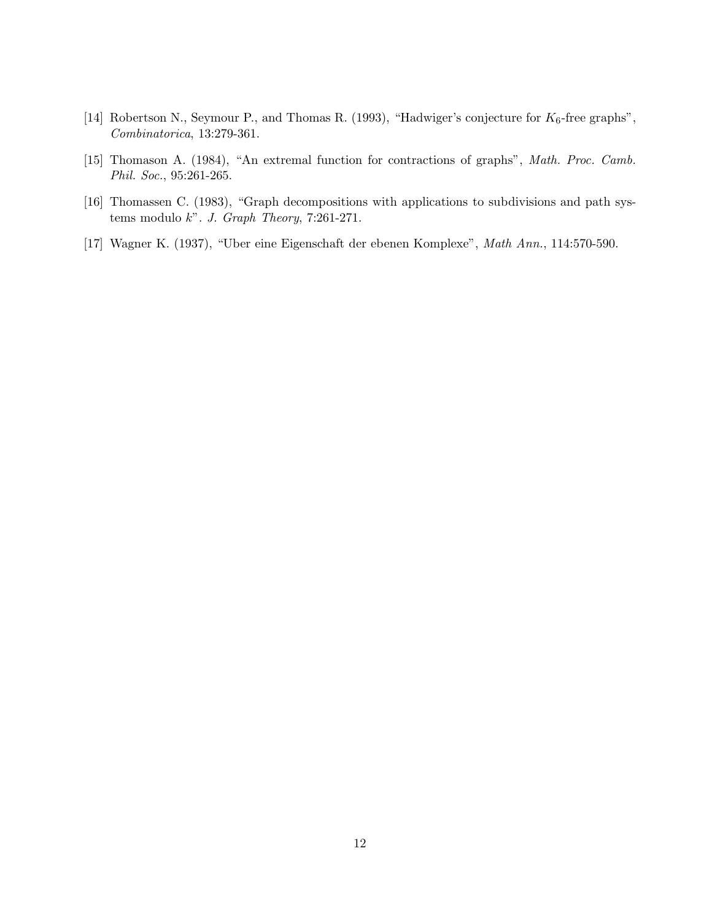[14] Robertson N., Seymour P., and Thomas R. (1993), "Hadwiger's conjecture for $K_6$-free graphs", *Combinatorica*, 13:279-361.

[15] Thomason A. (1984), "An extremal function for contractions of graphs", *Math. Proc. Camb. Phil. Soc.*, 95:261-265.

[16] Thomassen C. (1983), "Graph decompositions with applications to subdivisions and path systems modulo $k$". *J. Graph Theory*, 7:261-271.

[17] Wagner K. (1937), "Uber eine Eigenschaft der ebenen Komplexe", *Math Ann.*, 114:570-590.